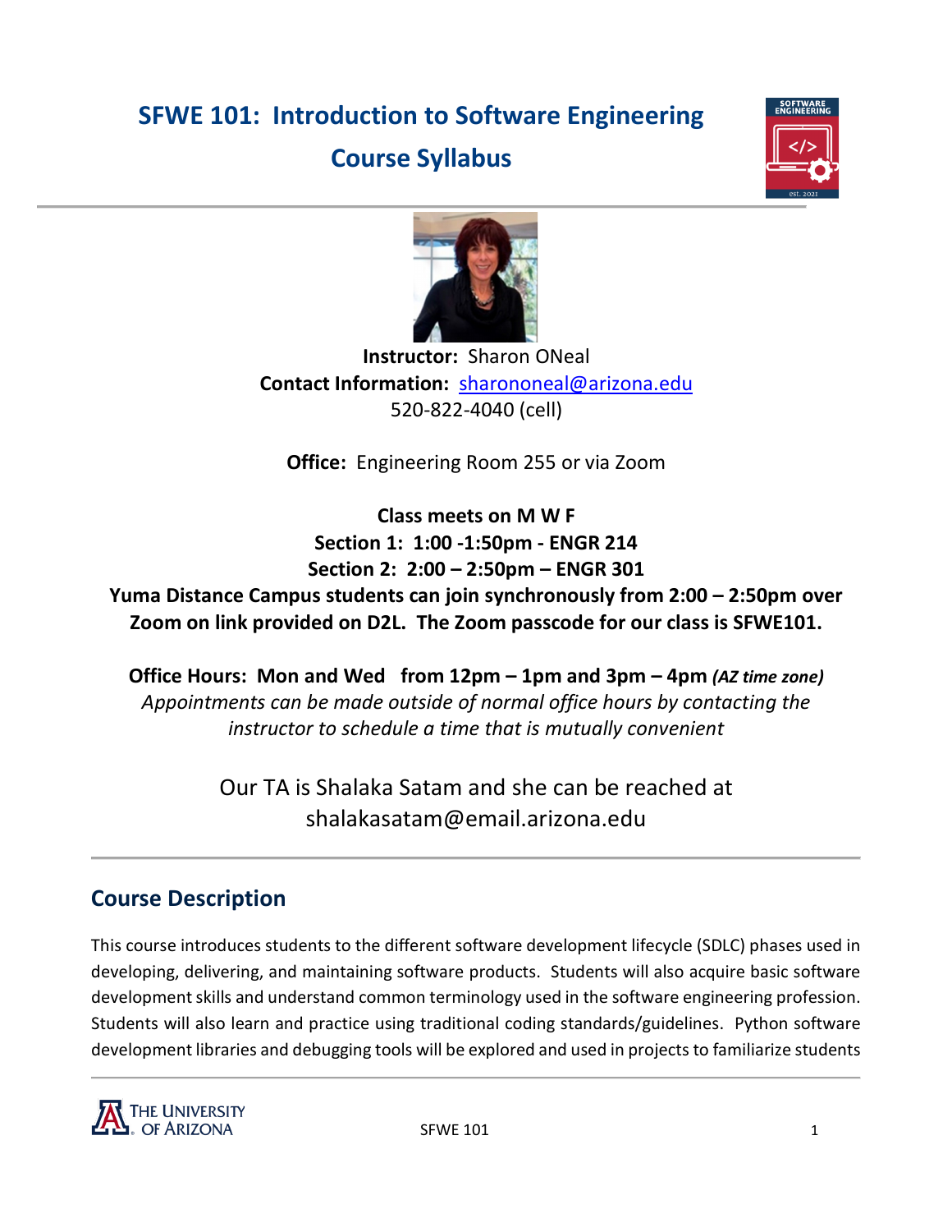# SFWE 101: Introduction to Software Engineering

# Course Syllabus

**Instructor:** Sharon ONeal
**Contact Information:** sharononeal@arizona.edu
520-822-4040 (cell)

**Office:** Engineering Room 255 or via Zoom

**Class meets on M W F**
**Section 1: 1:00 -1:50pm - ENGR 214**
**Section 2: 2:00 – 2:50pm – ENGR 301**
**Yuma Distance Campus students can join synchronously from 2:00 – 2:50pm over Zoom on link provided on D2L. The Zoom passcode for our class is SFWE101.**

**Office Hours: Mon and Wed from 12pm – 1pm and 3pm – 4pm *(AZ time zone)***
*Appointments can be made outside of normal office hours by contacting the instructor to schedule a time that is mutually convenient*

Our TA is Shalaka Satam and she can be reached at shalakasatam@email.arizona.edu

## Course Description

This course introduces students to the different software development lifecycle (SDLC) phases used in developing, delivering, and maintaining software products. Students will also acquire basic software development skills and understand common terminology used in the software engineering profession. Students will also learn and practice using traditional coding standards/guidelines. Python software development libraries and debugging tools will be explored and used in projects to familiarize students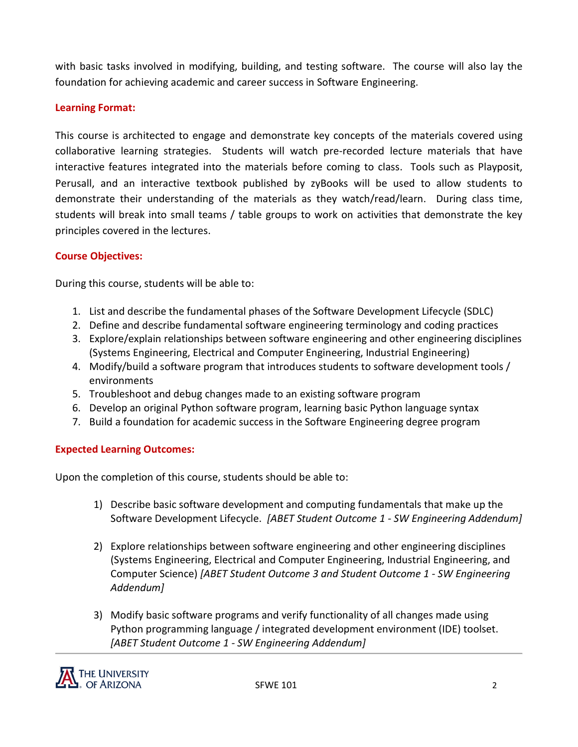with basic tasks involved in modifying, building, and testing software. The course will also lay the foundation for achieving academic and career success in Software Engineering.

**Learning Format:**

This course is architected to engage and demonstrate key concepts of the materials covered using collaborative learning strategies. Students will watch pre-recorded lecture materials that have interactive features integrated into the materials before coming to class. Tools such as Playposit, Perusall, and an interactive textbook published by zyBooks will be used to allow students to demonstrate their understanding of the materials as they watch/read/learn. During class time, students will break into small teams / table groups to work on activities that demonstrate the key principles covered in the lectures.

**Course Objectives:**

During this course, students will be able to:

1. List and describe the fundamental phases of the Software Development Lifecycle (SDLC)
2. Define and describe fundamental software engineering terminology and coding practices
3. Explore/explain relationships between software engineering and other engineering disciplines (Systems Engineering, Electrical and Computer Engineering, Industrial Engineering)
4. Modify/build a software program that introduces students to software development tools / environments
5. Troubleshoot and debug changes made to an existing software program
6. Develop an original Python software program, learning basic Python language syntax
7. Build a foundation for academic success in the Software Engineering degree program

**Expected Learning Outcomes:**

Upon the completion of this course, students should be able to:

1) Describe basic software development and computing fundamentals that make up the Software Development Lifecycle. *[ABET Student Outcome 1 - SW Engineering Addendum]*

2) Explore relationships between software engineering and other engineering disciplines (Systems Engineering, Electrical and Computer Engineering, Industrial Engineering, and Computer Science) *[ABET Student Outcome 3 and Student Outcome 1 - SW Engineering Addendum]*

3) Modify basic software programs and verify functionality of all changes made using Python programming language / integrated development environment (IDE) toolset. *[ABET Student Outcome 1 - SW Engineering Addendum]*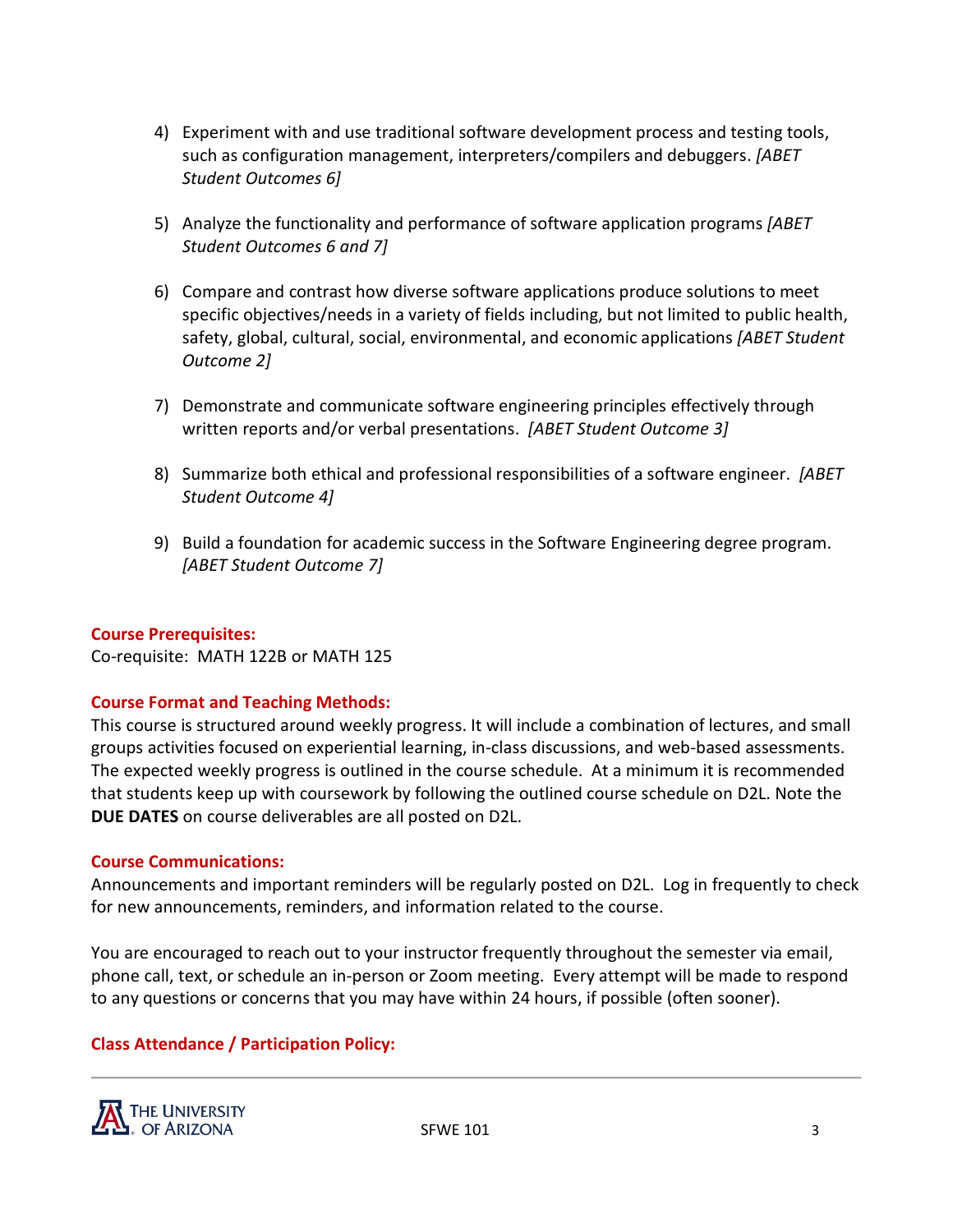4) Experiment with and use traditional software development process and testing tools, such as configuration management, interpreters/compilers and debuggers. *[ABET Student Outcomes 6]*

5) Analyze the functionality and performance of software application programs *[ABET Student Outcomes 6 and 7]*

6) Compare and contrast how diverse software applications produce solutions to meet specific objectives/needs in a variety of fields including, but not limited to public health, safety, global, cultural, social, environmental, and economic applications *[ABET Student Outcome 2]*

7) Demonstrate and communicate software engineering principles effectively through written reports and/or verbal presentations. *[ABET Student Outcome 3]*

8) Summarize both ethical and professional responsibilities of a software engineer. *[ABET Student Outcome 4]*

9) Build a foundation for academic success in the Software Engineering degree program. *[ABET Student Outcome 7]*

### Course Prerequisites:

Co-requisite: MATH 122B or MATH 125

### Course Format and Teaching Methods:

This course is structured around weekly progress. It will include a combination of lectures, and small groups activities focused on experiential learning, in-class discussions, and web-based assessments. The expected weekly progress is outlined in the course schedule. At a minimum it is recommended that students keep up with coursework by following the outlined course schedule on D2L. Note the **DUE DATES** on course deliverables are all posted on D2L.

### Course Communications:

Announcements and important reminders will be regularly posted on D2L. Log in frequently to check for new announcements, reminders, and information related to the course.

You are encouraged to reach out to your instructor frequently throughout the semester via email, phone call, text, or schedule an in-person or Zoom meeting. Every attempt will be made to respond to any questions or concerns that you may have within 24 hours, if possible (often sooner).

### Class Attendance / Participation Policy: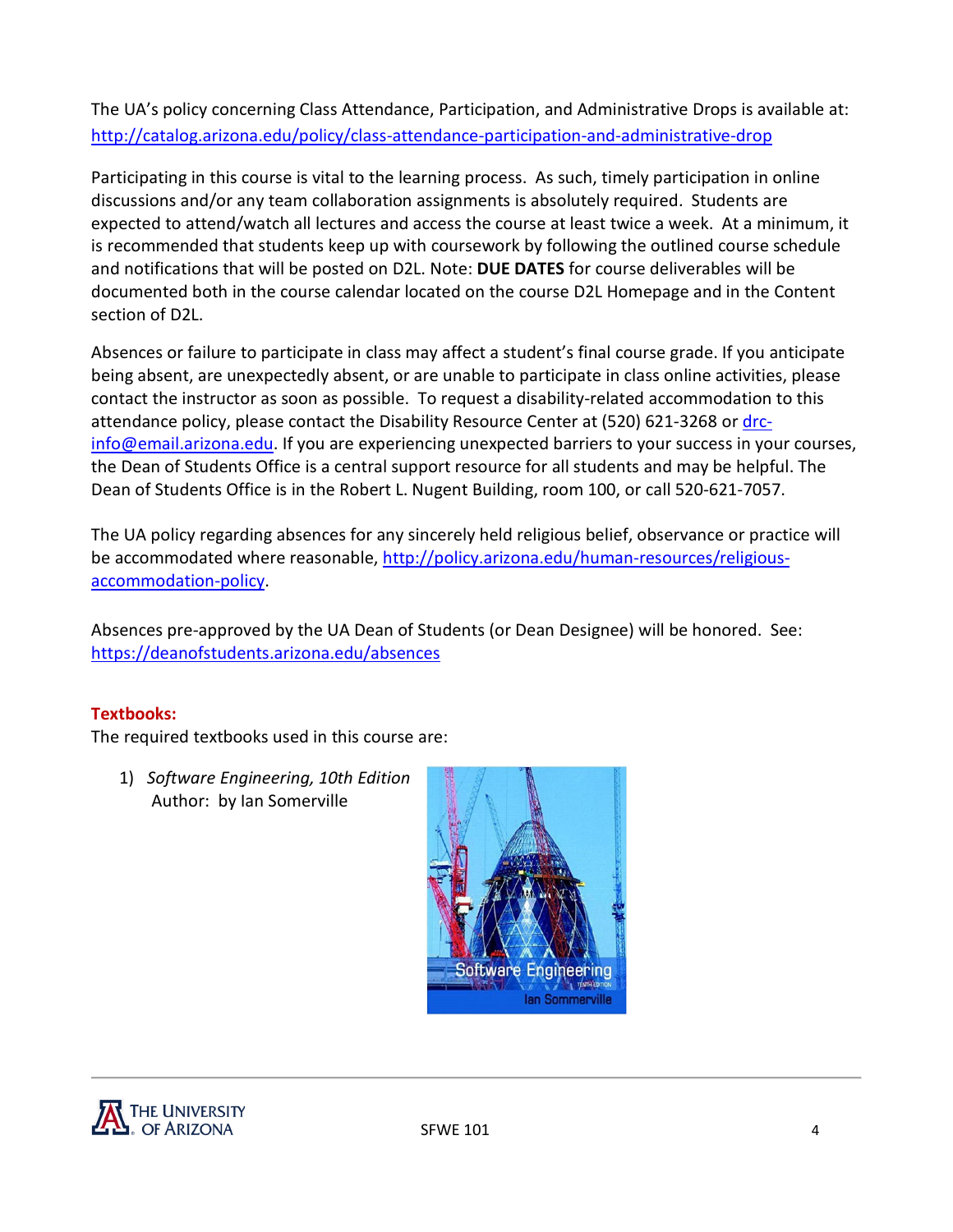The UA's policy concerning Class Attendance, Participation, and Administrative Drops is available at: http://catalog.arizona.edu/policy/class-attendance-participation-and-administrative-drop

Participating in this course is vital to the learning process. As such, timely participation in online discussions and/or any team collaboration assignments is absolutely required. Students are expected to attend/watch all lectures and access the course at least twice a week. At a minimum, it is recommended that students keep up with coursework by following the outlined course schedule and notifications that will be posted on D2L. Note: **DUE DATES** for course deliverables will be documented both in the course calendar located on the course D2L Homepage and in the Content section of D2L.

Absences or failure to participate in class may affect a student's final course grade. If you anticipate being absent, are unexpectedly absent, or are unable to participate in class online activities, please contact the instructor as soon as possible. To request a disability-related accommodation to this attendance policy, please contact the Disability Resource Center at (520) 621-3268 or drc-info@email.arizona.edu. If you are experiencing unexpected barriers to your success in your courses, the Dean of Students Office is a central support resource for all students and may be helpful. The Dean of Students Office is in the Robert L. Nugent Building, room 100, or call 520-621-7057.

The UA policy regarding absences for any sincerely held religious belief, observance or practice will be accommodated where reasonable, http://policy.arizona.edu/human-resources/religious-accommodation-policy.

Absences pre-approved by the UA Dean of Students (or Dean Designee) will be honored. See: https://deanofstudents.arizona.edu/absences

## Textbooks:

The required textbooks used in this course are:

1) *Software Engineering, 10th Edition*
   Author: by Ian Somerville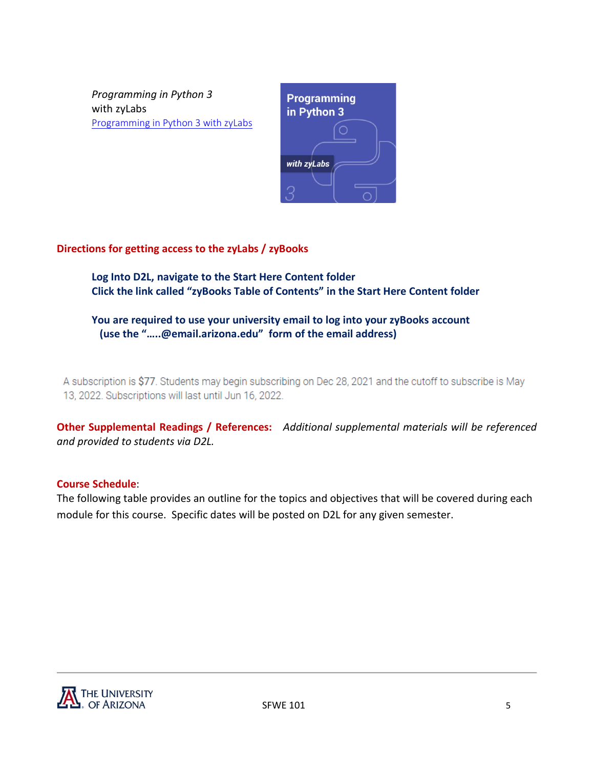*Programming in Python 3*
with zyLabs
[Programming in Python 3 with zyLabs]

## Directions for getting access to the zyLabs / zyBooks

**Log Into D2L, navigate to the Start Here Content folder**
**Click the link called "zyBooks Table of Contents" in the Start Here Content folder**

**You are required to use your university email to log into your zyBooks account (use the ".....@email.arizona.edu" form of the email address)**

A subscription is $77. Students may begin subscribing on Dec 28, 2021 and the cutoff to subscribe is May 13, 2022. Subscriptions will last until Jun 16, 2022.

**Other Supplemental Readings / References:** *Additional supplemental materials will be referenced and provided to students via D2L.*

## Course Schedule:

The following table provides an outline for the topics and objectives that will be covered during each module for this course. Specific dates will be posted on D2L for any given semester.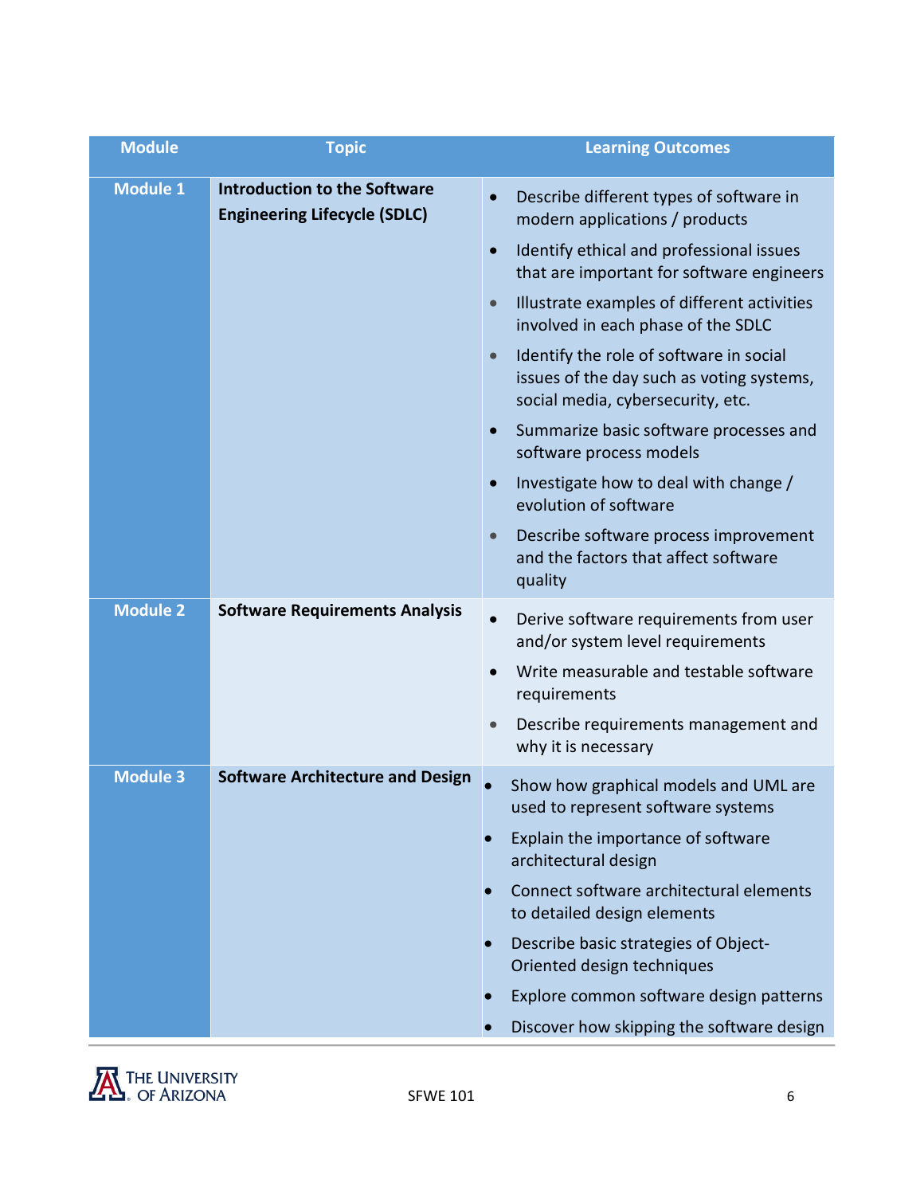| Module | Topic | Learning Outcomes |
|---|---|---|
| **Module 1** | **Introduction to the Software Engineering Lifecycle (SDLC)** | • Describe different types of software in modern applications / products<br>• Identify ethical and professional issues that are important for software engineers<br>• Illustrate examples of different activities involved in each phase of the SDLC<br>• Identify the role of software in social issues of the day such as voting systems, social media, cybersecurity, etc.<br>• Summarize basic software processes and software process models<br>• Investigate how to deal with change / evolution of software<br>• Describe software process improvement and the factors that affect software quality |
| **Module 2** | **Software Requirements Analysis** | • Derive software requirements from user and/or system level requirements<br>• Write measurable and testable software requirements<br>• Describe requirements management and why it is necessary |
| **Module 3** | **Software Architecture and Design** | • Show how graphical models and UML are used to represent software systems<br>• Explain the importance of software architectural design<br>• Connect software architectural elements to detailed design elements<br>• Describe basic strategies of Object-Oriented design techniques<br>• Explore common software design patterns<br>• Discover how skipping the software design |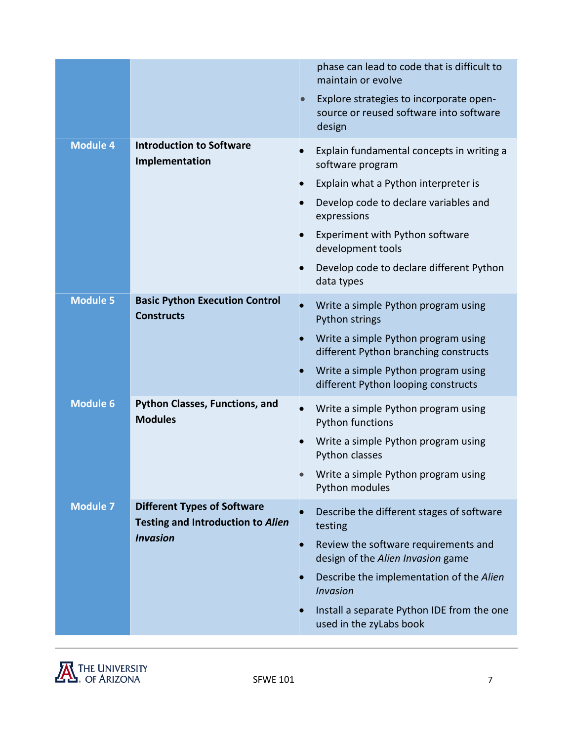| | | |
|---|---|---|
| | | phase can lead to code that is difficult to maintain or evolve<br>• Explore strategies to incorporate open-source or reused software into software design |
| **Module 4** | **Introduction to Software Implementation** | • Explain fundamental concepts in writing a software program<br>• Explain what a Python interpreter is<br>• Develop code to declare variables and expressions<br>• Experiment with Python software development tools<br>• Develop code to declare different Python data types |
| **Module 5** | **Basic Python Execution Control Constructs** | • Write a simple Python program using Python strings<br>• Write a simple Python program using different Python branching constructs<br>• Write a simple Python program using different Python looping constructs |
| **Module 6** | **Python Classes, Functions, and Modules** | • Write a simple Python program using Python functions<br>• Write a simple Python program using Python classes<br>• Write a simple Python program using Python modules |
| **Module 7** | **Different Types of Software Testing and Introduction to *Alien Invasion*** | • Describe the different stages of software testing<br>• Review the software requirements and design of the *Alien Invasion* game<br>• Describe the implementation of the *Alien Invasion*<br>• Install a separate Python IDE from the one used in the zyLabs book |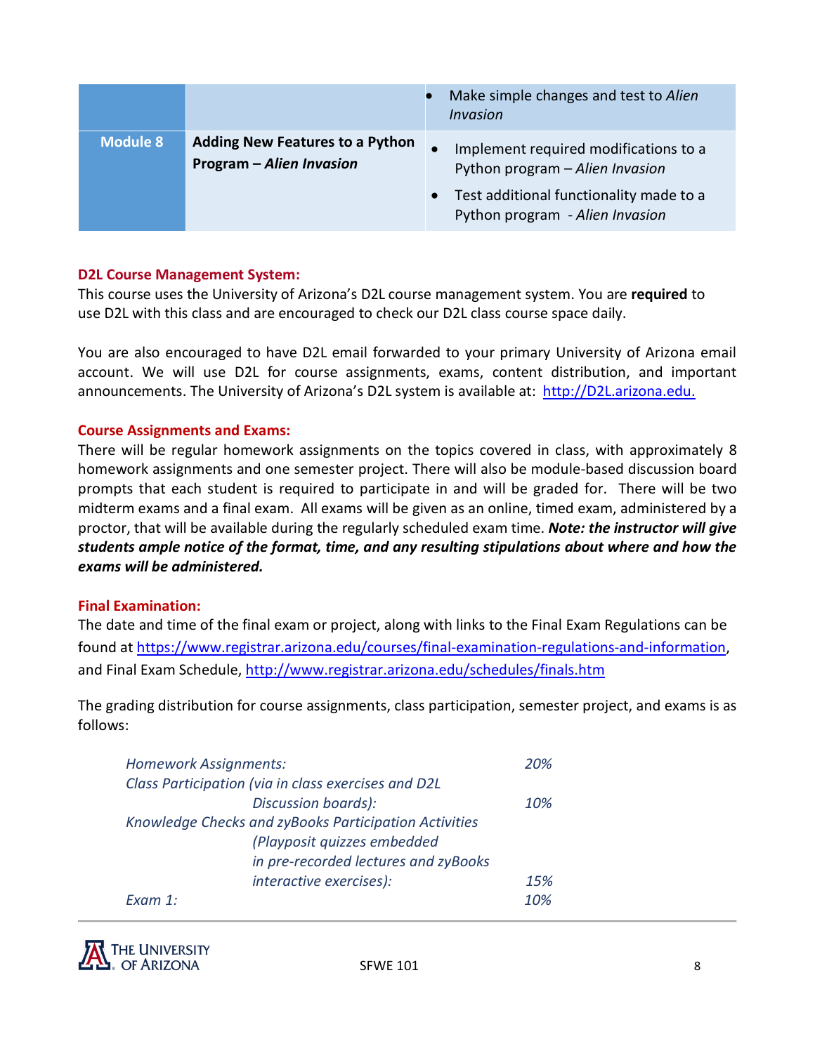| | | |
|---|---|---|
| | | • Make simple changes and test to *Alien Invasion* |
| **Module 8** | **Adding New Features to a Python Program – *Alien Invasion*** | • Implement required modifications to a Python program – *Alien Invasion*<br>• Test additional functionality made to a Python program - *Alien Invasion* |

**D2L Course Management System:**

This course uses the University of Arizona's D2L course management system. You are **required** to use D2L with this class and are encouraged to check our D2L class course space daily.

You are also encouraged to have D2L email forwarded to your primary University of Arizona email account. We will use D2L for course assignments, exams, content distribution, and important announcements. The University of Arizona's D2L system is available at: http://D2L.arizona.edu.

**Course Assignments and Exams:**

There will be regular homework assignments on the topics covered in class, with approximately 8 homework assignments and one semester project. There will also be module-based discussion board prompts that each student is required to participate in and will be graded for. There will be two midterm exams and a final exam. All exams will be given as an online, timed exam, administered by a proctor, that will be available during the regularly scheduled exam time. ***Note: the instructor will give students ample notice of the format, time, and any resulting stipulations about where and how the exams will be administered.***

**Final Examination:**

The date and time of the final exam or project, along with links to the Final Exam Regulations can be found at https://www.registrar.arizona.edu/courses/final-examination-regulations-and-information, and Final Exam Schedule, http://www.registrar.arizona.edu/schedules/finals.htm

The grading distribution for course assignments, class participation, semester project, and exams is as follows:

| | |
|---|---|
| *Homework Assignments:* | *20%* |
| *Class Participation (via in class exercises and D2L Discussion boards):* | *10%* |
| *Knowledge Checks and zyBooks Participation Activities (Playposit quizzes embedded in pre-recorded lectures and zyBooks interactive exercises):* | *15%* |
| *Exam 1:* | *10%* |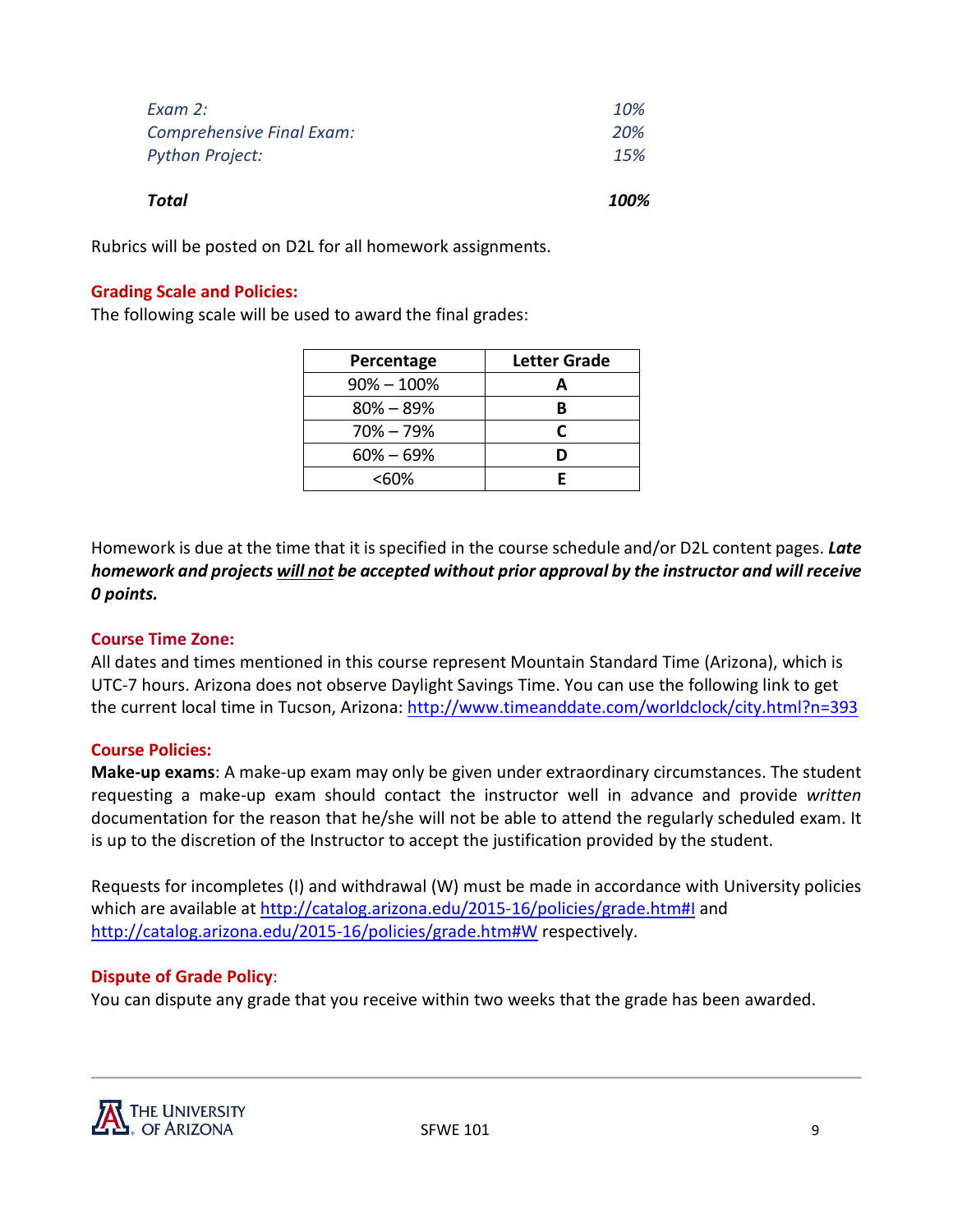| | |
|---|---|
| *Exam 2:* | *10%* |
| *Comprehensive Final Exam:* | *20%* |
| *Python Project:* | *15%* |
| ***Total*** | ***100%*** |

Rubrics will be posted on D2L for all homework assignments.

**Grading Scale and Policies:**

The following scale will be used to award the final grades:

| Percentage | Letter Grade |
|---|---|
| 90% – 100% | **A** |
| 80% – 89% | **B** |
| 70% – 79% | **C** |
| 60% – 69% | **D** |
| <60% | **E** |

Homework is due at the time that it is specified in the course schedule and/or D2L content pages. ***Late homework and projects will not be accepted without prior approval by the instructor and will receive 0 points.***

**Course Time Zone:**

All dates and times mentioned in this course represent Mountain Standard Time (Arizona), which is UTC-7 hours. Arizona does not observe Daylight Savings Time. You can use the following link to get the current local time in Tucson, Arizona: http://www.timeanddate.com/worldclock/city.html?n=393

**Course Policies:**

**Make-up exams**: A make-up exam may only be given under extraordinary circumstances. The student requesting a make-up exam should contact the instructor well in advance and provide *written* documentation for the reason that he/she will not be able to attend the regularly scheduled exam. It is up to the discretion of the Instructor to accept the justification provided by the student.

Requests for incompletes (I) and withdrawal (W) must be made in accordance with University policies which are available at http://catalog.arizona.edu/2015-16/policies/grade.htm#I and http://catalog.arizona.edu/2015-16/policies/grade.htm#W respectively.

**Dispute of Grade Policy**:

You can dispute any grade that you receive within two weeks that the grade has been awarded.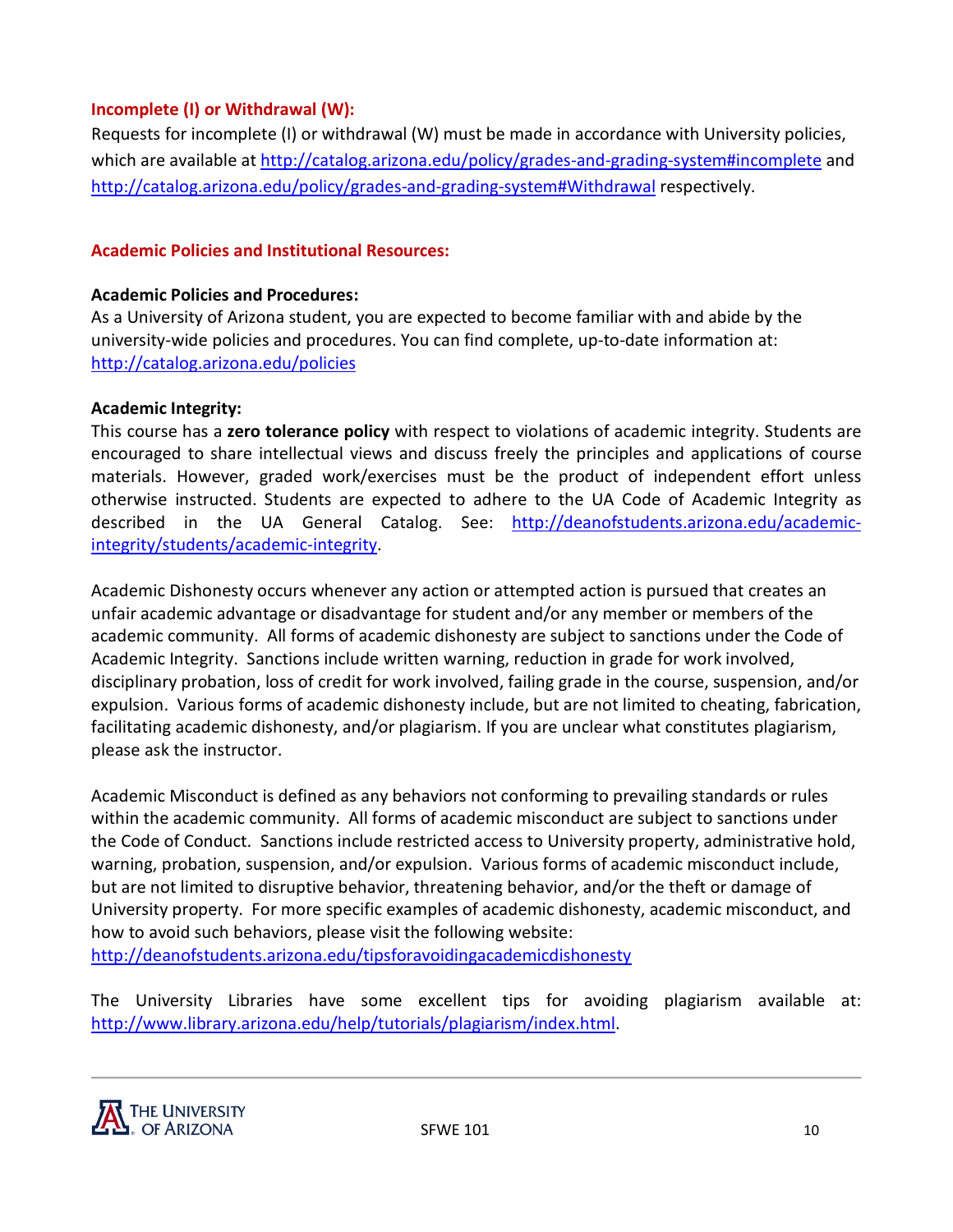### Incomplete (I) or Withdrawal (W):

Requests for incomplete (I) or withdrawal (W) must be made in accordance with University policies, which are available at http://catalog.arizona.edu/policy/grades-and-grading-system#incomplete and http://catalog.arizona.edu/policy/grades-and-grading-system#Withdrawal respectively.

### Academic Policies and Institutional Resources:

**Academic Policies and Procedures:**
As a University of Arizona student, you are expected to become familiar with and abide by the university-wide policies and procedures. You can find complete, up-to-date information at: http://catalog.arizona.edu/policies

**Academic Integrity:**
This course has a **zero tolerance policy** with respect to violations of academic integrity. Students are encouraged to share intellectual views and discuss freely the principles and applications of course materials. However, graded work/exercises must be the product of independent effort unless otherwise instructed. Students are expected to adhere to the UA Code of Academic Integrity as described in the UA General Catalog. See: http://deanofstudents.arizona.edu/academic-integrity/students/academic-integrity.

Academic Dishonesty occurs whenever any action or attempted action is pursued that creates an unfair academic advantage or disadvantage for student and/or any member or members of the academic community. All forms of academic dishonesty are subject to sanctions under the Code of Academic Integrity. Sanctions include written warning, reduction in grade for work involved, disciplinary probation, loss of credit for work involved, failing grade in the course, suspension, and/or expulsion. Various forms of academic dishonesty include, but are not limited to cheating, fabrication, facilitating academic dishonesty, and/or plagiarism. If you are unclear what constitutes plagiarism, please ask the instructor.

Academic Misconduct is defined as any behaviors not conforming to prevailing standards or rules within the academic community. All forms of academic misconduct are subject to sanctions under the Code of Conduct. Sanctions include restricted access to University property, administrative hold, warning, probation, suspension, and/or expulsion. Various forms of academic misconduct include, but are not limited to disruptive behavior, threatening behavior, and/or the theft or damage of University property. For more specific examples of academic dishonesty, academic misconduct, and how to avoid such behaviors, please visit the following website: http://deanofstudents.arizona.edu/tipsforavoidingacademicdishonesty

The University Libraries have some excellent tips for avoiding plagiarism available at: http://www.library.arizona.edu/help/tutorials/plagiarism/index.html.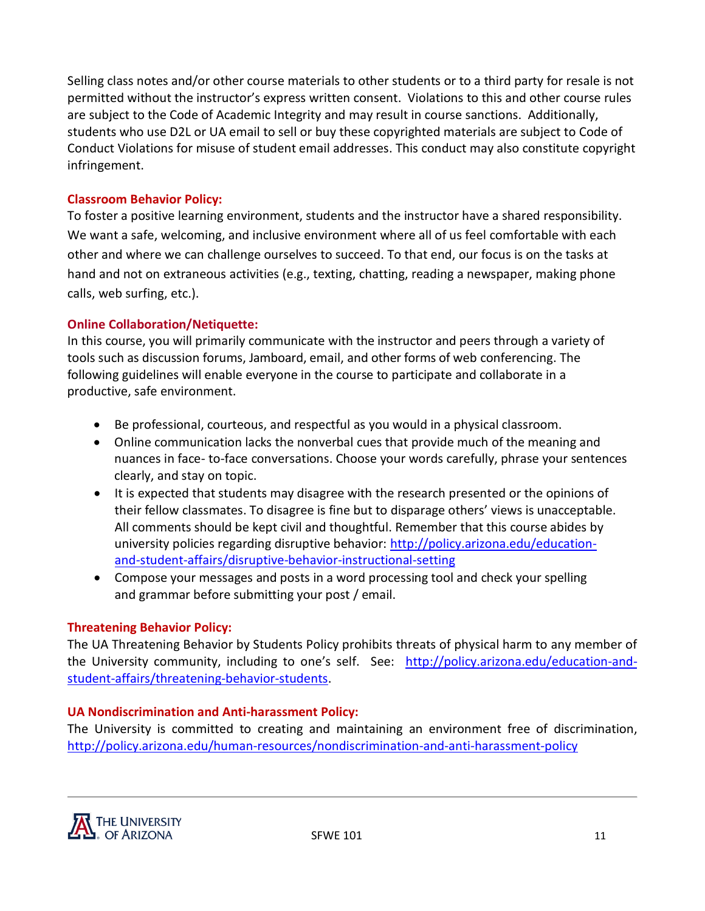Selling class notes and/or other course materials to other students or to a third party for resale is not permitted without the instructor's express written consent. Violations to this and other course rules are subject to the Code of Academic Integrity and may result in course sanctions. Additionally, students who use D2L or UA email to sell or buy these copyrighted materials are subject to Code of Conduct Violations for misuse of student email addresses. This conduct may also constitute copyright infringement.

### Classroom Behavior Policy:

To foster a positive learning environment, students and the instructor have a shared responsibility. We want a safe, welcoming, and inclusive environment where all of us feel comfortable with each other and where we can challenge ourselves to succeed. To that end, our focus is on the tasks at hand and not on extraneous activities (e.g., texting, chatting, reading a newspaper, making phone calls, web surfing, etc.).

### Online Collaboration/Netiquette:

In this course, you will primarily communicate with the instructor and peers through a variety of tools such as discussion forums, Jamboard, email, and other forms of web conferencing. The following guidelines will enable everyone in the course to participate and collaborate in a productive, safe environment.

- Be professional, courteous, and respectful as you would in a physical classroom.
- Online communication lacks the nonverbal cues that provide much of the meaning and nuances in face- to-face conversations. Choose your words carefully, phrase your sentences clearly, and stay on topic.
- It is expected that students may disagree with the research presented or the opinions of their fellow classmates. To disagree is fine but to disparage others' views is unacceptable. All comments should be kept civil and thoughtful. Remember that this course abides by university policies regarding disruptive behavior: http://policy.arizona.edu/education-and-student-affairs/disruptive-behavior-instructional-setting
- Compose your messages and posts in a word processing tool and check your spelling and grammar before submitting your post / email.

### Threatening Behavior Policy:

The UA Threatening Behavior by Students Policy prohibits threats of physical harm to any member of the University community, including to one's self. See: http://policy.arizona.edu/education-and-student-affairs/threatening-behavior-students.

### UA Nondiscrimination and Anti-harassment Policy:

The University is committed to creating and maintaining an environment free of discrimination, http://policy.arizona.edu/human-resources/nondiscrimination-and-anti-harassment-policy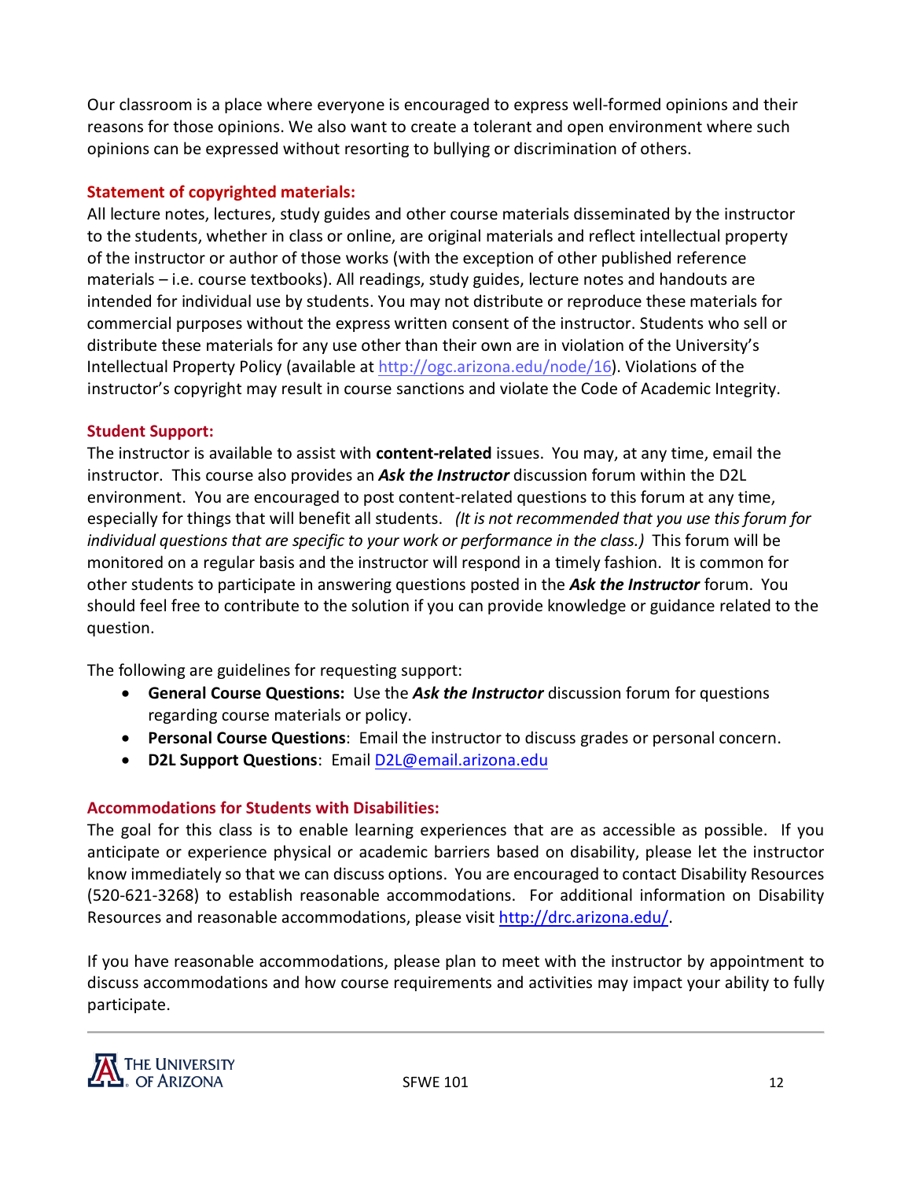Our classroom is a place where everyone is encouraged to express well-formed opinions and their reasons for those opinions. We also want to create a tolerant and open environment where such opinions can be expressed without resorting to bullying or discrimination of others.

### Statement of copyrighted materials:

All lecture notes, lectures, study guides and other course materials disseminated by the instructor to the students, whether in class or online, are original materials and reflect intellectual property of the instructor or author of those works (with the exception of other published reference materials – i.e. course textbooks). All readings, study guides, lecture notes and handouts are intended for individual use by students. You may not distribute or reproduce these materials for commercial purposes without the express written consent of the instructor. Students who sell or distribute these materials for any use other than their own are in violation of the University's Intellectual Property Policy (available at http://ogc.arizona.edu/node/16). Violations of the instructor's copyright may result in course sanctions and violate the Code of Academic Integrity.

### Student Support:

The instructor is available to assist with **content-related** issues. You may, at any time, email the instructor. This course also provides an ***Ask the Instructor*** discussion forum within the D2L environment. You are encouraged to post content-related questions to this forum at any time, especially for things that will benefit all students. *(It is not recommended that you use this forum for individual questions that are specific to your work or performance in the class.)* This forum will be monitored on a regular basis and the instructor will respond in a timely fashion. It is common for other students to participate in answering questions posted in the ***Ask the Instructor*** forum. You should feel free to contribute to the solution if you can provide knowledge or guidance related to the question.

The following are guidelines for requesting support:

- **General Course Questions:** Use the ***Ask the Instructor*** discussion forum for questions regarding course materials or policy.
- **Personal Course Questions**: Email the instructor to discuss grades or personal concern.
- **D2L Support Questions**: Email D2L@email.arizona.edu

### Accommodations for Students with Disabilities:

The goal for this class is to enable learning experiences that are as accessible as possible. If you anticipate or experience physical or academic barriers based on disability, please let the instructor know immediately so that we can discuss options. You are encouraged to contact Disability Resources (520-621-3268) to establish reasonable accommodations. For additional information on Disability Resources and reasonable accommodations, please visit http://drc.arizona.edu/.

If you have reasonable accommodations, please plan to meet with the instructor by appointment to discuss accommodations and how course requirements and activities may impact your ability to fully participate.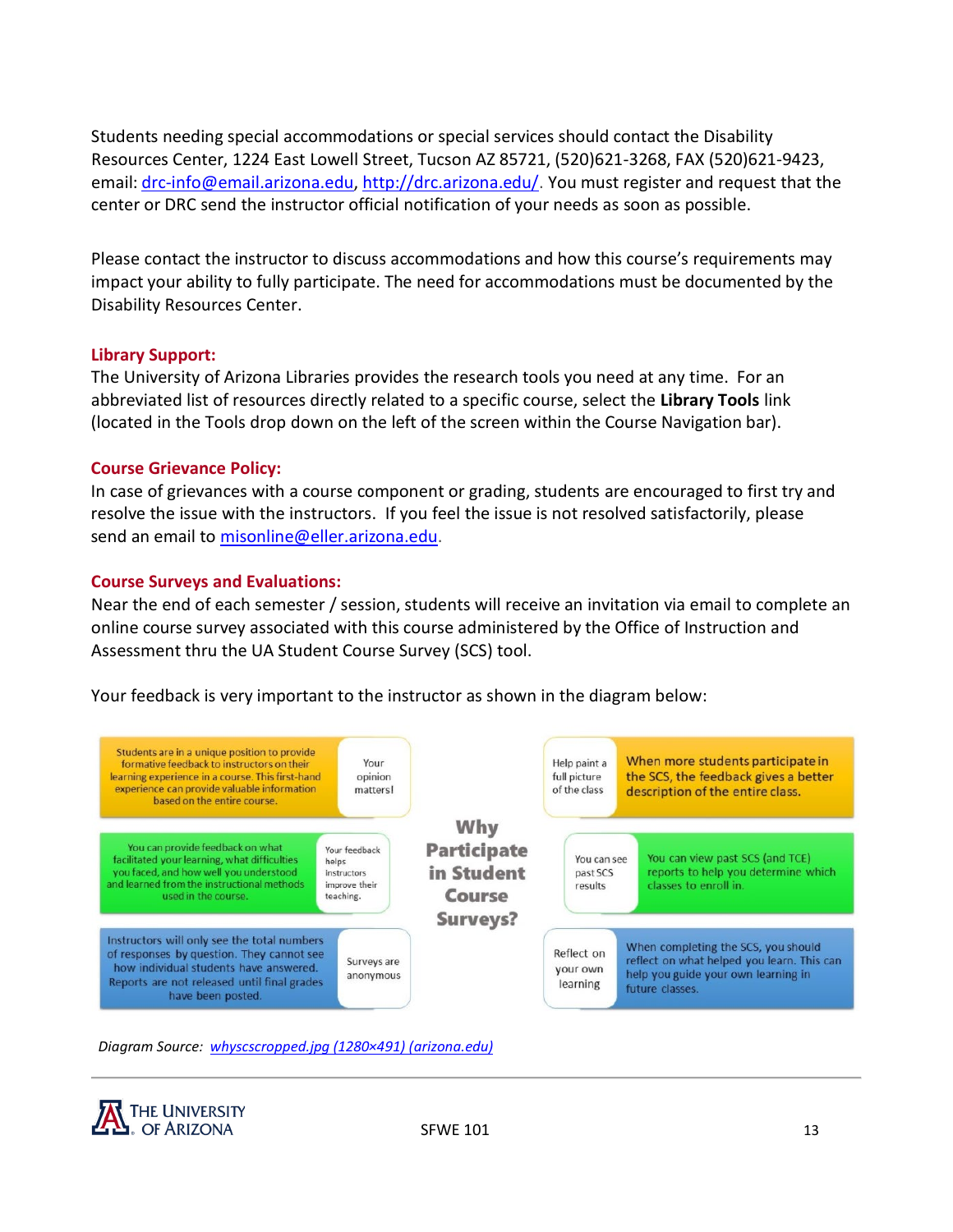Students needing special accommodations or special services should contact the Disability Resources Center, 1224 East Lowell Street, Tucson AZ 85721, (520)621-3268, FAX (520)621-9423, email: drc-info@email.arizona.edu, http://drc.arizona.edu/. You must register and request that the center or DRC send the instructor official notification of your needs as soon as possible.

Please contact the instructor to discuss accommodations and how this course's requirements may impact your ability to fully participate. The need for accommodations must be documented by the Disability Resources Center.

### Library Support:

The University of Arizona Libraries provides the research tools you need at any time. For an abbreviated list of resources directly related to a specific course, select the **Library Tools** link (located in the Tools drop down on the left of the screen within the Course Navigation bar).

### Course Grievance Policy:

In case of grievances with a course component or grading, students are encouraged to first try and resolve the issue with the instructors. If you feel the issue is not resolved satisfactorily, please send an email to misonline@eller.arizona.edu.

### Course Surveys and Evaluations:

Near the end of each semester / session, students will receive an invitation via email to complete an online course survey associated with this course administered by the Office of Instruction and Assessment thru the UA Student Course Survey (SCS) tool.

Your feedback is very important to the instructor as shown in the diagram below:

**Why Participate in Student Course Surveys?**

- **Your opinion matters!** Students are in a unique position to provide formative feedback to instructors on their learning experience in a course. This first-hand experience can provide valuable information based on the entire course.
- **Your feedback helps instructors improve their teaching.** You can provide feedback on what facilitated your learning, what difficulties you faced, and how well you understood and learned from the instructional methods used in the course.
- **Surveys are anonymous** Instructors will only see the total numbers of responses by question. They cannot see how individual students have answered. Reports are not released until final grades have been posted.
- **Help paint a full picture of the class** When more students participate in the SCS, the feedback gives a better description of the entire class.
- **You can see past SCS results** You can view past SCS (and TCE) reports to help you determine which classes to enroll in.
- **Reflect on your own learning** When completing the SCS, you should reflect on what helped you learn. This can help you guide your own learning in future classes.

*Diagram Source: whyscscropped.jpg (1280×491) (arizona.edu)*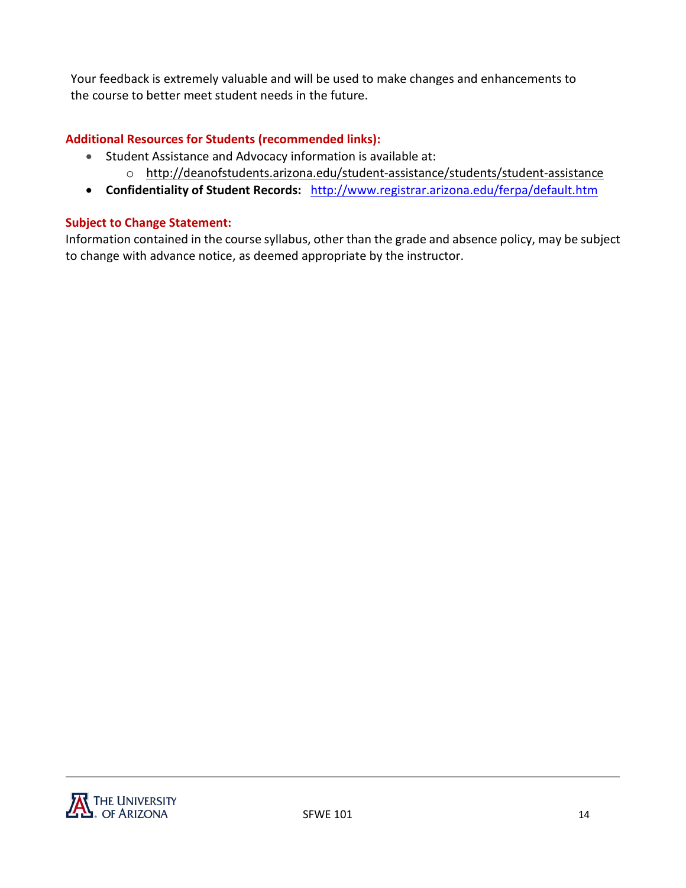Your feedback is extremely valuable and will be used to make changes and enhancements to the course to better meet student needs in the future.

### Additional Resources for Students (recommended links):

- Student Assistance and Advocacy information is available at:
  - http://deanofstudents.arizona.edu/student-assistance/students/student-assistance
- **Confidentiality of Student Records:** http://www.registrar.arizona.edu/ferpa/default.htm

### Subject to Change Statement:

Information contained in the course syllabus, other than the grade and absence policy, may be subject to change with advance notice, as deemed appropriate by the instructor.